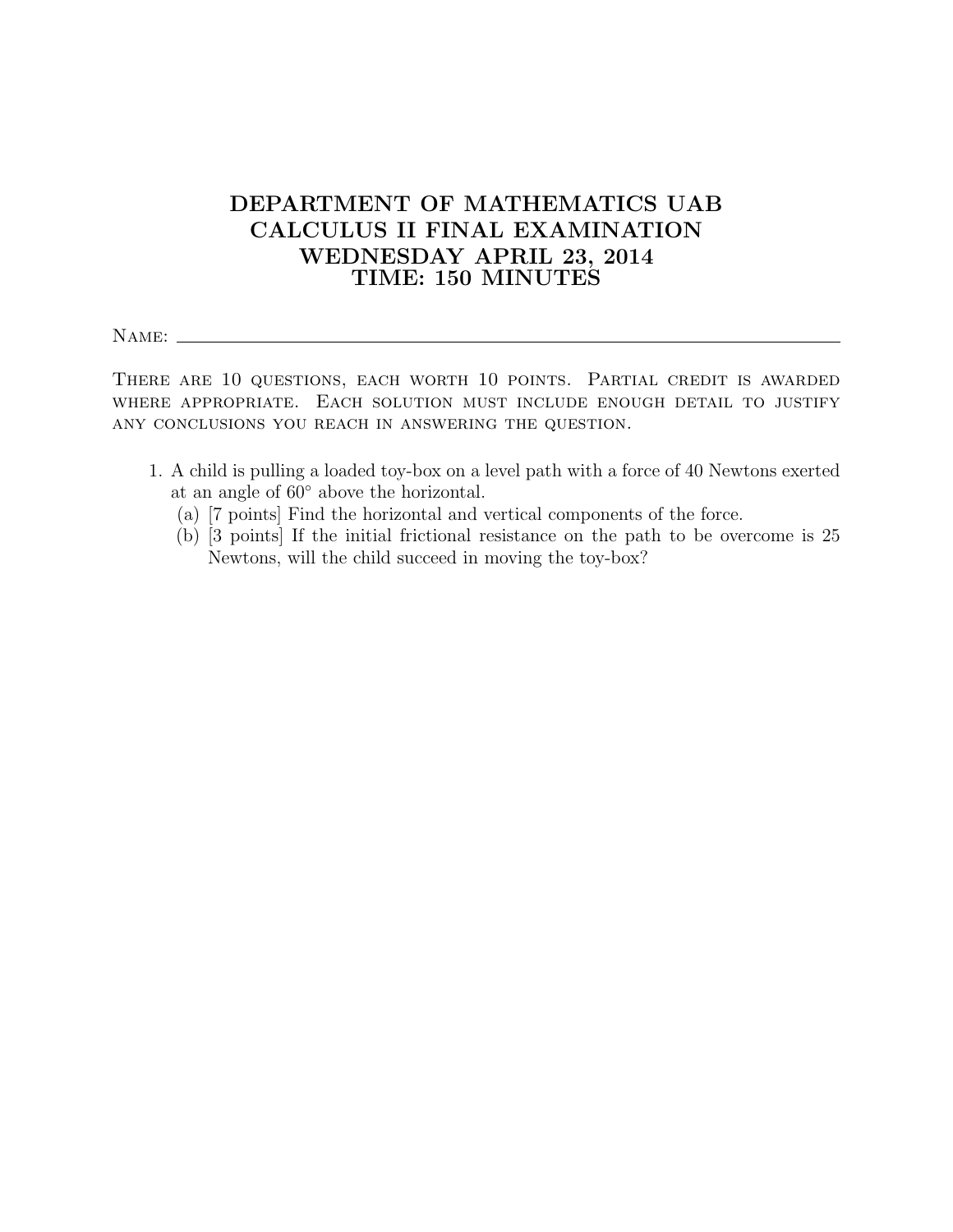# DEPARTMENT OF MATHEMATICS UAB
# CALCULUS II FINAL EXAMINATION
# WEDNESDAY APRIL 23, 2014
# TIME: 150 MINUTES

Name: ______________________________________________

There are 10 questions, each worth 10 points. Partial credit is awarded where appropriate. Each solution must include enough detail to justify any conclusions you reach in answering the question.

1. A child is pulling a loaded toy-box on a level path with a force of 40 Newtons exerted at an angle of $60^\circ$ above the horizontal.
   (a) [7 points] Find the horizontal and vertical components of the force.
   (b) [3 points] If the initial frictional resistance on the path to be overcome is 25 Newtons, will the child succeed in moving the toy-box?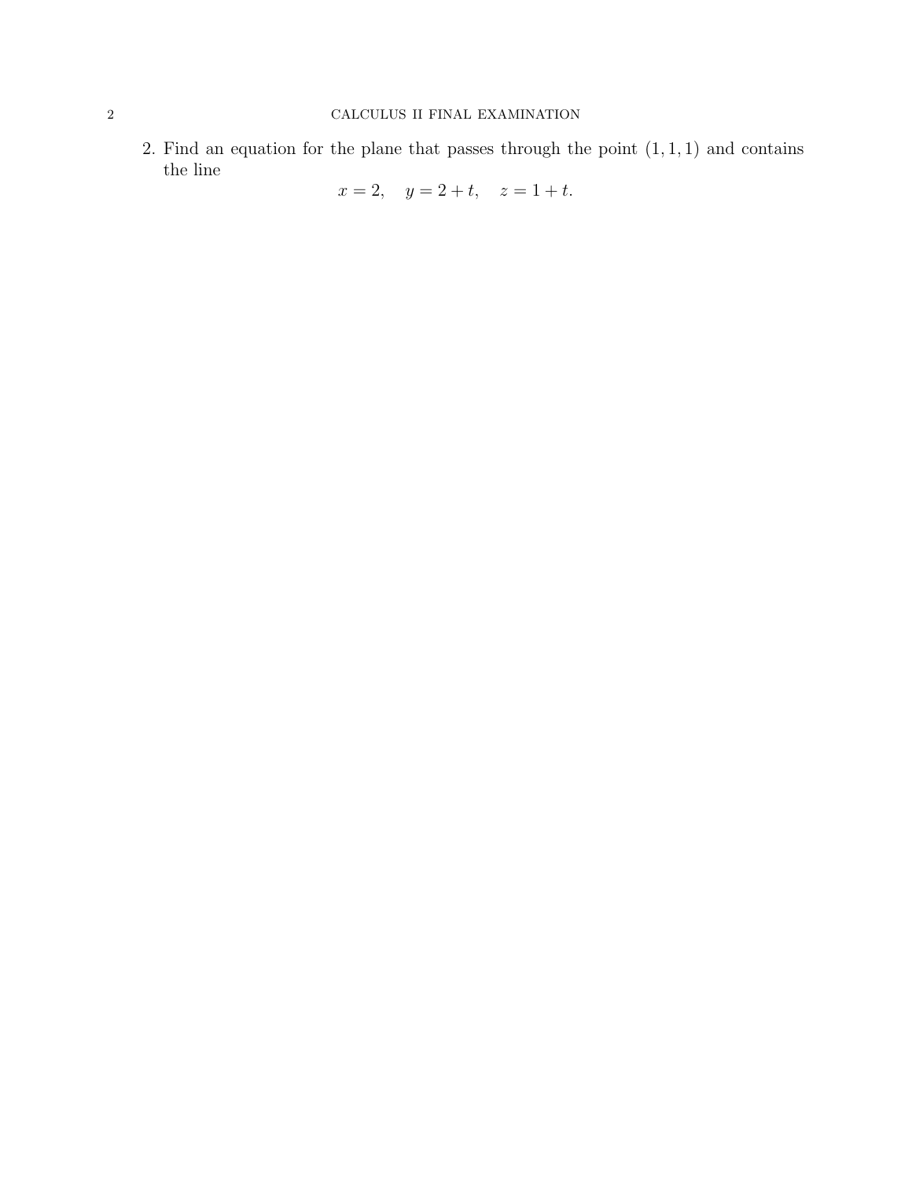2. Find an equation for the plane that passes through the point $(1, 1, 1)$ and contains the line

$$x = 2, \quad y = 2 + t, \quad z = 1 + t.$$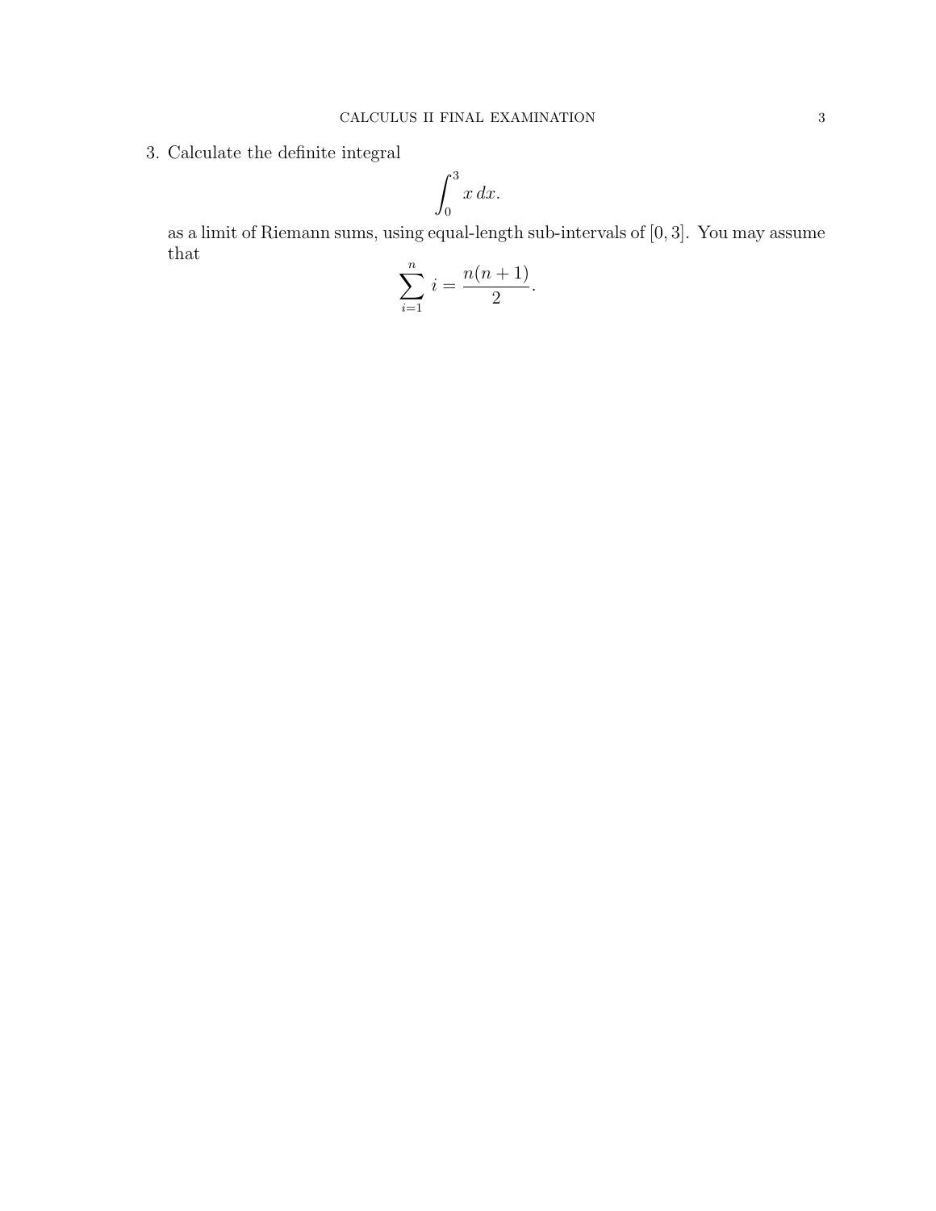3. Calculate the definite integral

$$\int_0^3 x \, dx.$$

as a limit of Riemann sums, using equal-length sub-intervals of $[0, 3]$. You may assume that

$$\sum_{i=1}^{n} i = \frac{n(n+1)}{2}.$$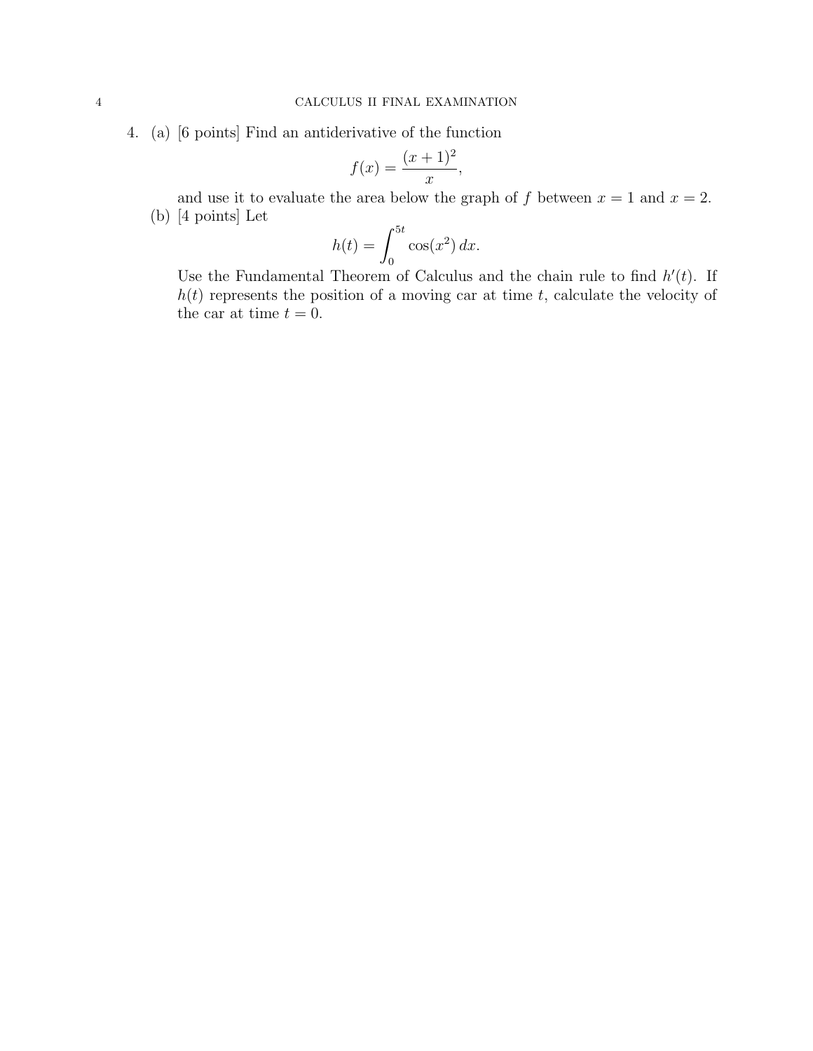4. (a) [6 points] Find an antiderivative of the function

$$f(x) = \frac{(x+1)^2}{x},$$

and use it to evaluate the area below the graph of $f$ between $x = 1$ and $x = 2$.

(b) [4 points] Let

$$h(t) = \int_0^{5t} \cos(x^2)\, dx.$$

Use the Fundamental Theorem of Calculus and the chain rule to find $h'(t)$. If $h(t)$ represents the position of a moving car at time $t$, calculate the velocity of the car at time $t = 0$.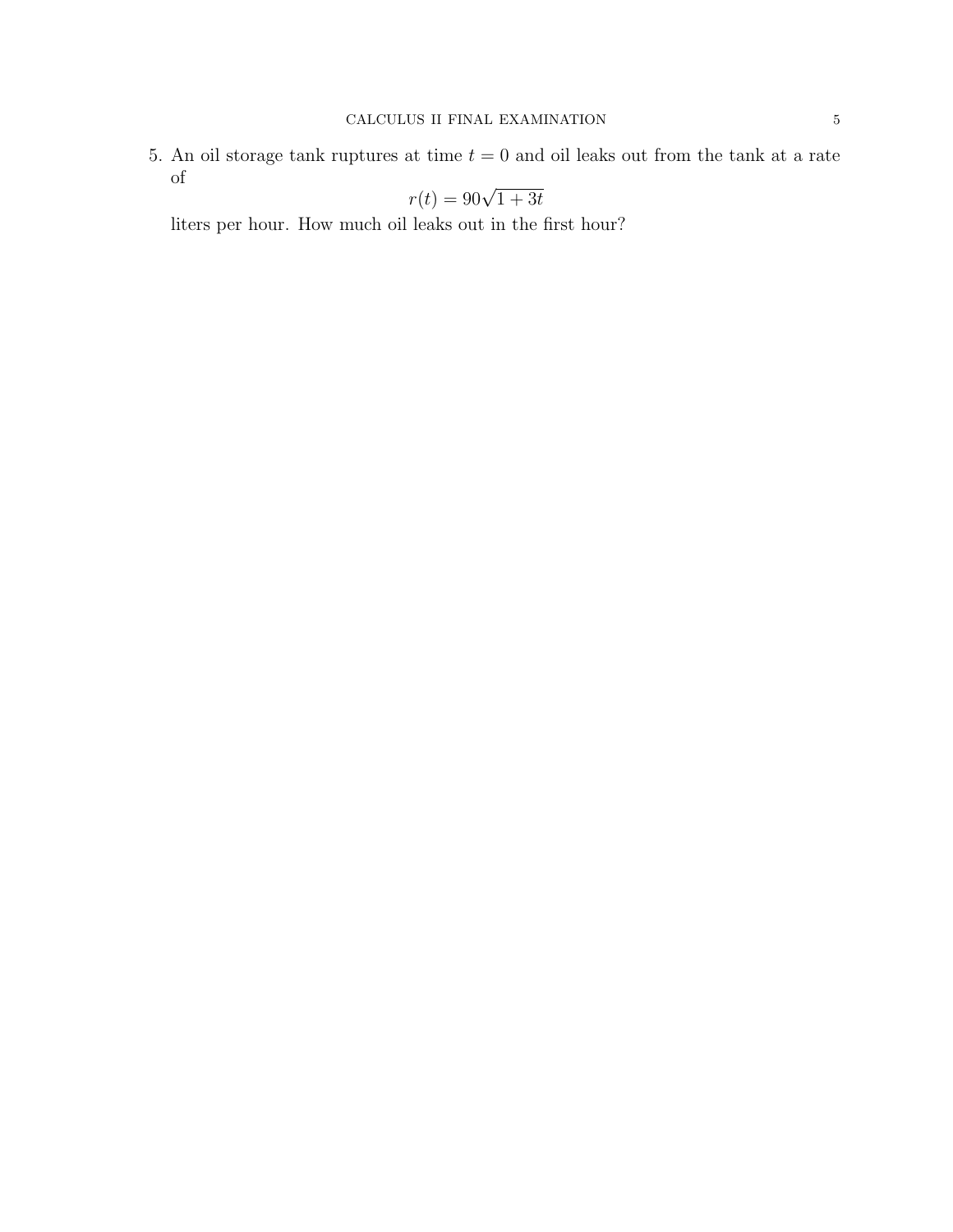5. An oil storage tank ruptures at time $t = 0$ and oil leaks out from the tank at a rate of

$$r(t) = 90\sqrt{1 + 3t}$$

liters per hour. How much oil leaks out in the first hour?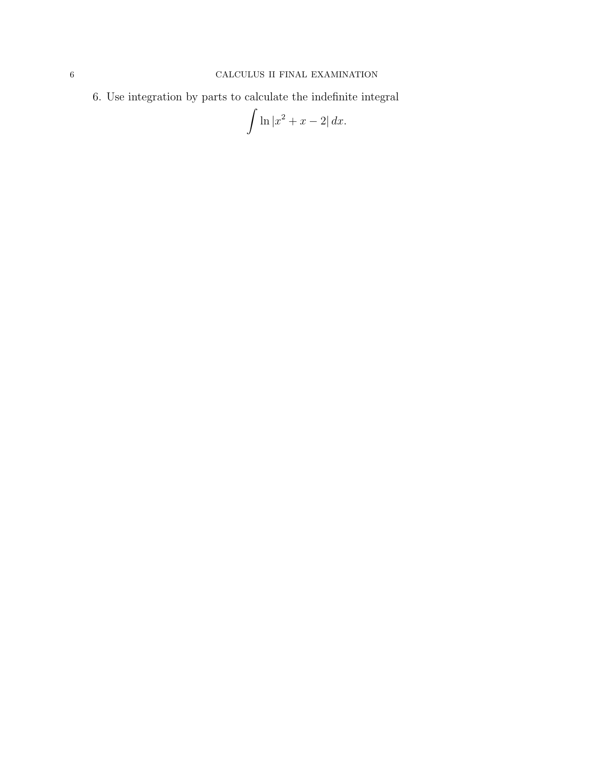6. Use integration by parts to calculate the indefinite integral

$$\int \ln |x^2 + x - 2| \, dx.$$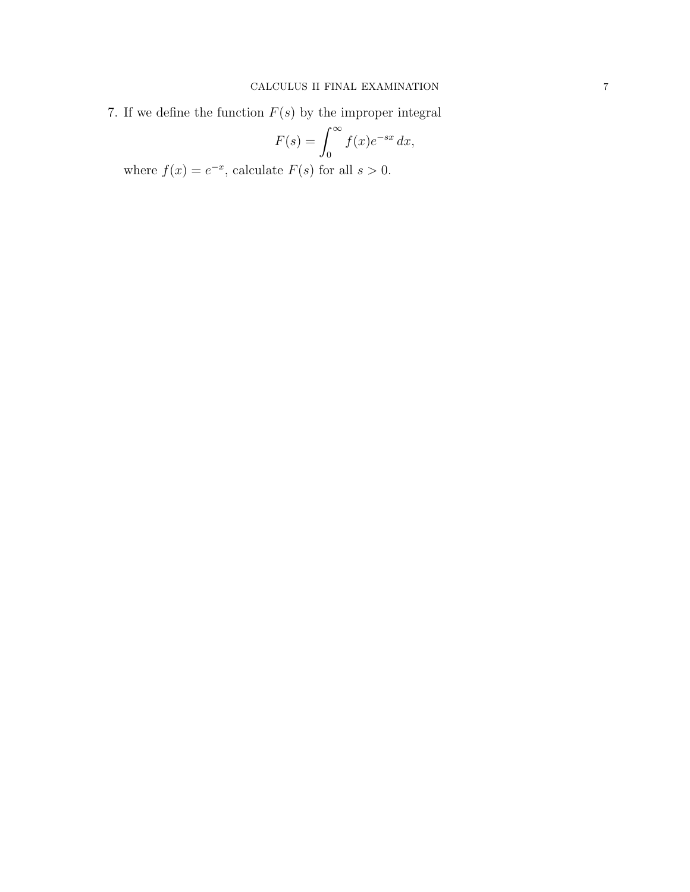7. If we define the function $F(s)$ by the improper integral

$$F(s) = \int_0^\infty f(x)e^{-sx}\,dx,$$

where $f(x) = e^{-x}$, calculate $F(s)$ for all $s > 0$.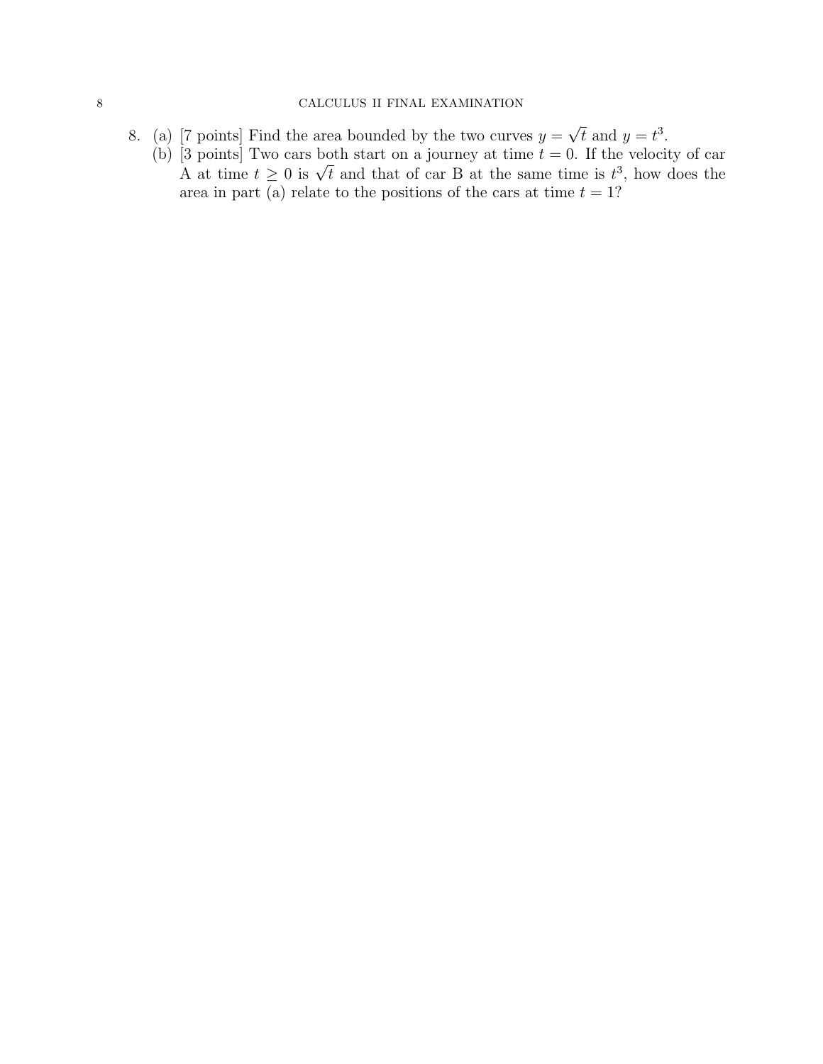8. (a) [7 points] Find the area bounded by the two curves $y = \sqrt{t}$ and $y = t^3$.

   (b) [3 points] Two cars both start on a journey at time $t = 0$. If the velocity of car A at time $t \geq 0$ is $\sqrt{t}$ and that of car B at the same time is $t^3$, how does the area in part (a) relate to the positions of the cars at time $t = 1$?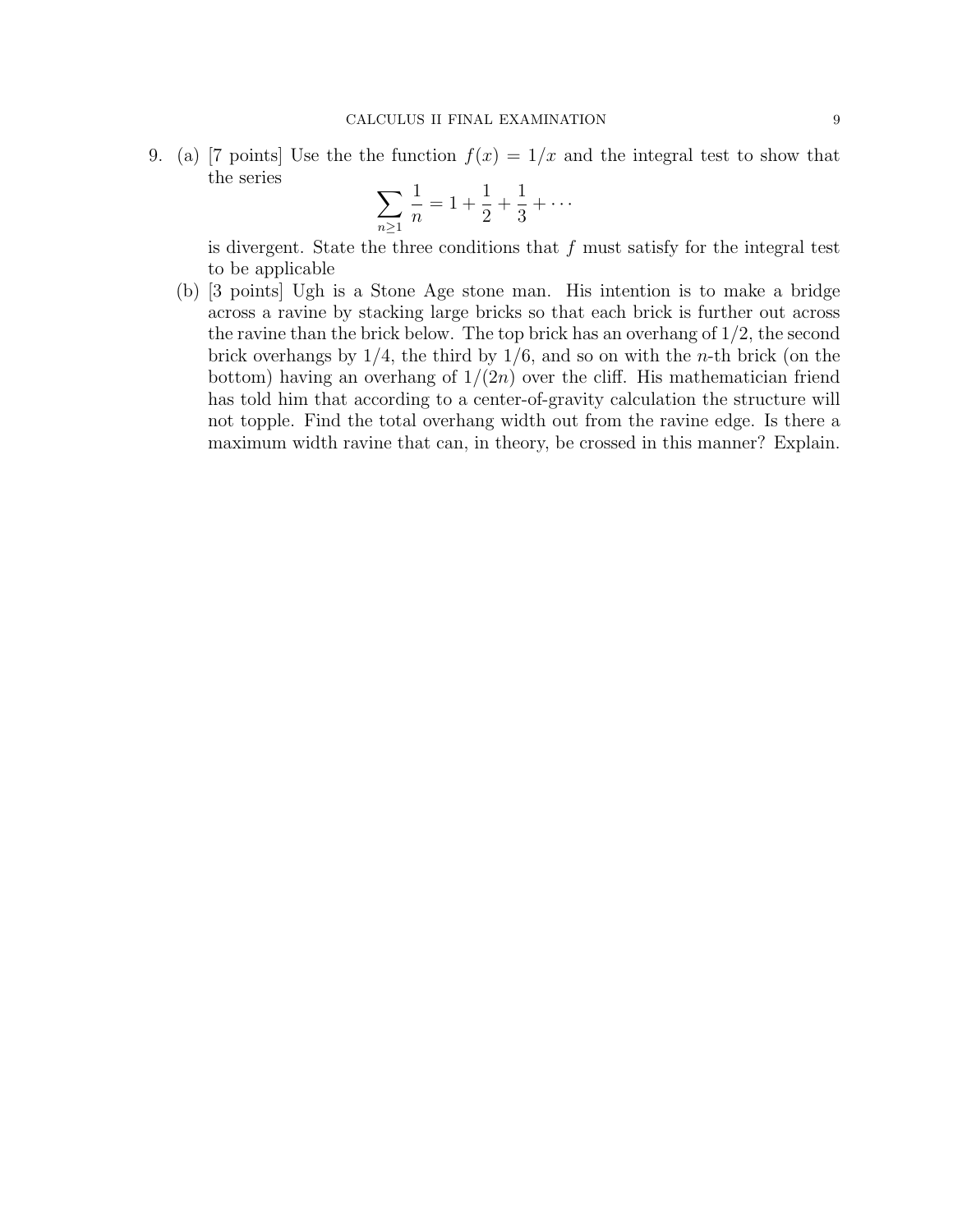9. (a) [7 points] Use the the function $f(x) = 1/x$ and the integral test to show that the series

$$\sum_{n\geq 1} \frac{1}{n} = 1 + \frac{1}{2} + \frac{1}{3} + \cdots$$

is divergent. State the three conditions that $f$ must satisfy for the integral test to be applicable

(b) [3 points] Ugh is a Stone Age stone man. His intention is to make a bridge across a ravine by stacking large bricks so that each brick is further out across the ravine than the brick below. The top brick has an overhang of $1/2$, the second brick overhangs by $1/4$, the third by $1/6$, and so on with the $n$-th brick (on the bottom) having an overhang of $1/(2n)$ over the cliff. His mathematician friend has told him that according to a center-of-gravity calculation the structure will not topple. Find the total overhang width out from the ravine edge. Is there a maximum width ravine that can, in theory, be crossed in this manner? Explain.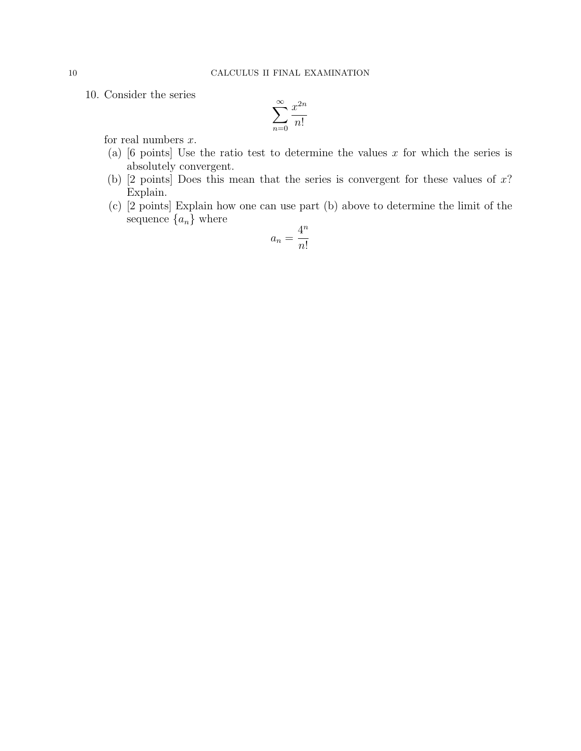10. Consider the series

$$\sum_{n=0}^{\infty} \frac{x^{2n}}{n!}$$

for real numbers $x$.

(a) [6 points] Use the ratio test to determine the values $x$ for which the series is absolutely convergent.

(b) [2 points] Does this mean that the series is convergent for these values of $x$? Explain.

(c) [2 points] Explain how one can use part (b) above to determine the limit of the sequence $\{a_n\}$ where

$$a_n = \frac{4^n}{n!}$$